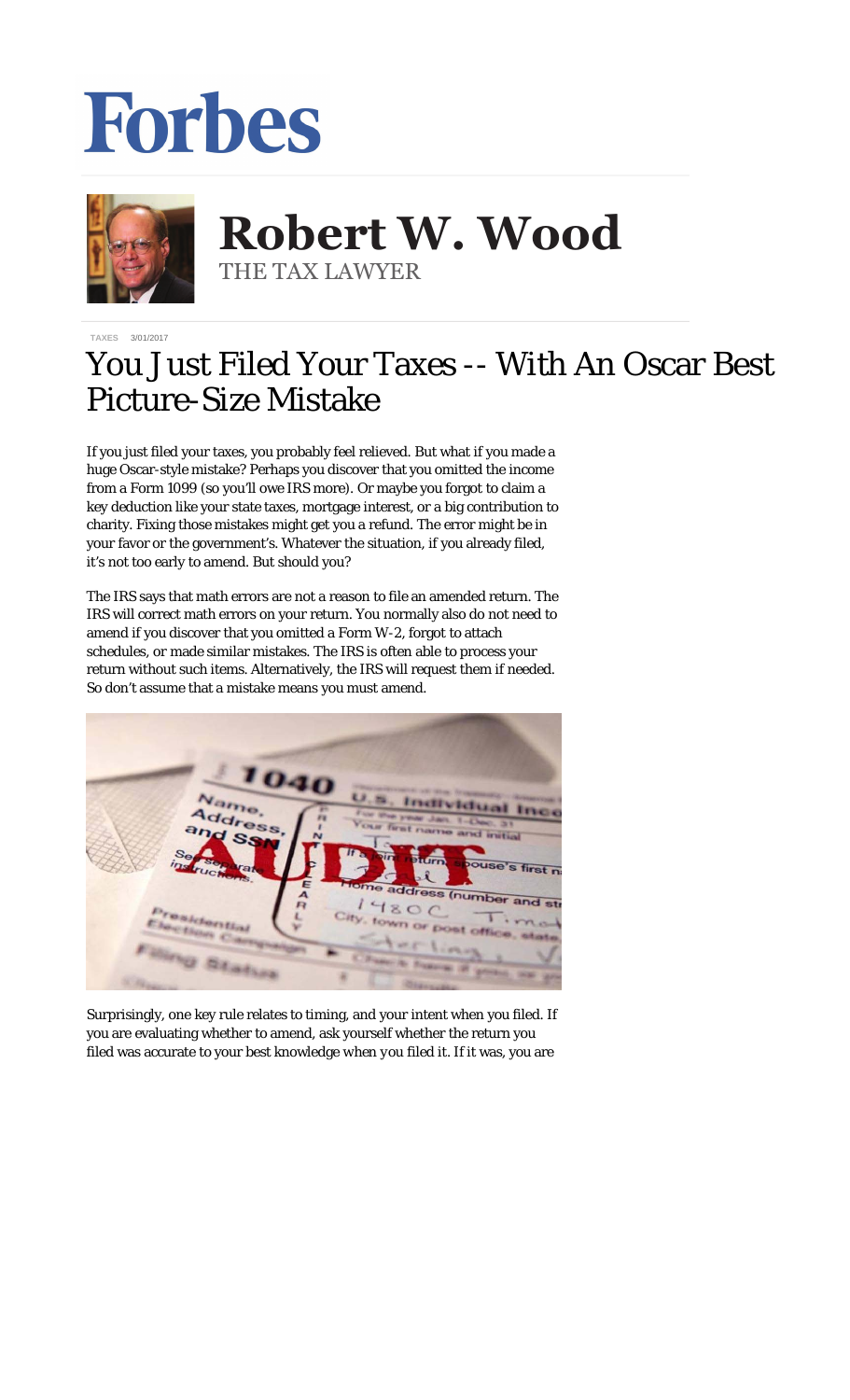Forbes

# Robert W. Wood

THE TAX LAWYER

TAXES 3/01/2017

# You Just Filed Your Taxes -- With An Oscar Best Picture-Size Mistake

If you just filed your taxes, you probably feel relieved. But what if you made a huge Oscar-style mistake? Perhaps you discover that you omitted the income from a Form 1099 (so you'll owe IRS more). Or maybe you forgot to claim a key deduction like your state taxes, mortgage interest, or a big contribution to charity. Fixing those mistakes might get you a refund. The error might be in your favor or the government's. Whatever the situation, if you already filed, it's not too early to amend. But should you?

The IRS says that math errors are not a reason to file an amended return. The IRS will correct math errors on your return. You normally also do not need to amend if you discover that you omitted a Form W-2, forgot to attach schedules, or made similar mistakes. The IRS is often able to process your return without such items. Alternatively, the IRS will request them if needed. So don't assume that a mistake means you must amend.

Surprisingly, one key rule relates to timing, and your intent when you filed. If you are evaluating whether to amend, ask yourself whether the return you filed was accurate to your best knowledge when you filed it. If it was, you are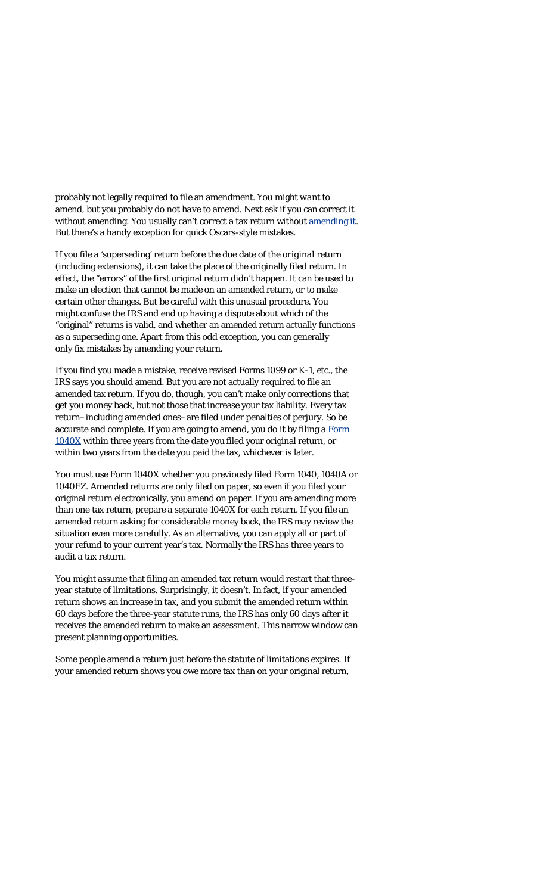probably not legally required to file an amendment. You might *want* to amend, but you probably do not *have* to amend. Next ask if you can correct it without amending. You usually can't correct a tax return without amending it. But there's a handy exception for quick Oscars-style mistakes.

If you file a 'superseding' return before the due date of the *original* return (including extensions), it can take the place of the originally filed return. In effect, the "errors" of the first original return didn't happen. It can be used to make an election that cannot be made on an amended return, or to make certain other changes. But be careful with this unusual procedure. You might confuse the IRS and end up having a dispute about which of the "original" returns is valid, and whether an amended return actually functions as a superseding one. Apart from this odd exception, you can generally only fix mistakes by amending your return.

If you find you made a mistake, receive revised Forms 1099 or K-1, etc., the IRS says you should amend. But you are not actually *required* to file an amended tax return. If you do, though, you can't make only corrections that get you money back, but not those that increase your tax liability. Every tax return–including amended ones–are filed under penalties of perjury. So be accurate and complete. If you are going to amend, you do it by filing a Form 1040X within three years from the date you filed your original return, or within two years from the date you paid the tax, whichever is later.

You must use Form 1040X whether you previously filed Form 1040, 1040A or 1040EZ. Amended returns are only filed on paper, so even if you filed your original return electronically, you amend on paper. If you are amending more than one tax return, prepare a separate 1040X for each return. If you file an amended return asking for considerable money back, the IRS may review the situation even more carefully. As an alternative, you can apply all or part of your refund to your current year's tax. Normally the IRS has three years to audit a tax return.

You might assume that filing an amended tax return would restart that three-year statute of limitations. Surprisingly, it doesn't. In fact, if your amended return shows an increase in tax, and you submit the amended return within 60 days before the three-year statute runs, the IRS has only 60 days after it receives the amended return to make an assessment. This narrow window can present planning opportunities.

Some people amend a return just before the statute of limitations expires. If your amended return shows you owe more tax than on your original return,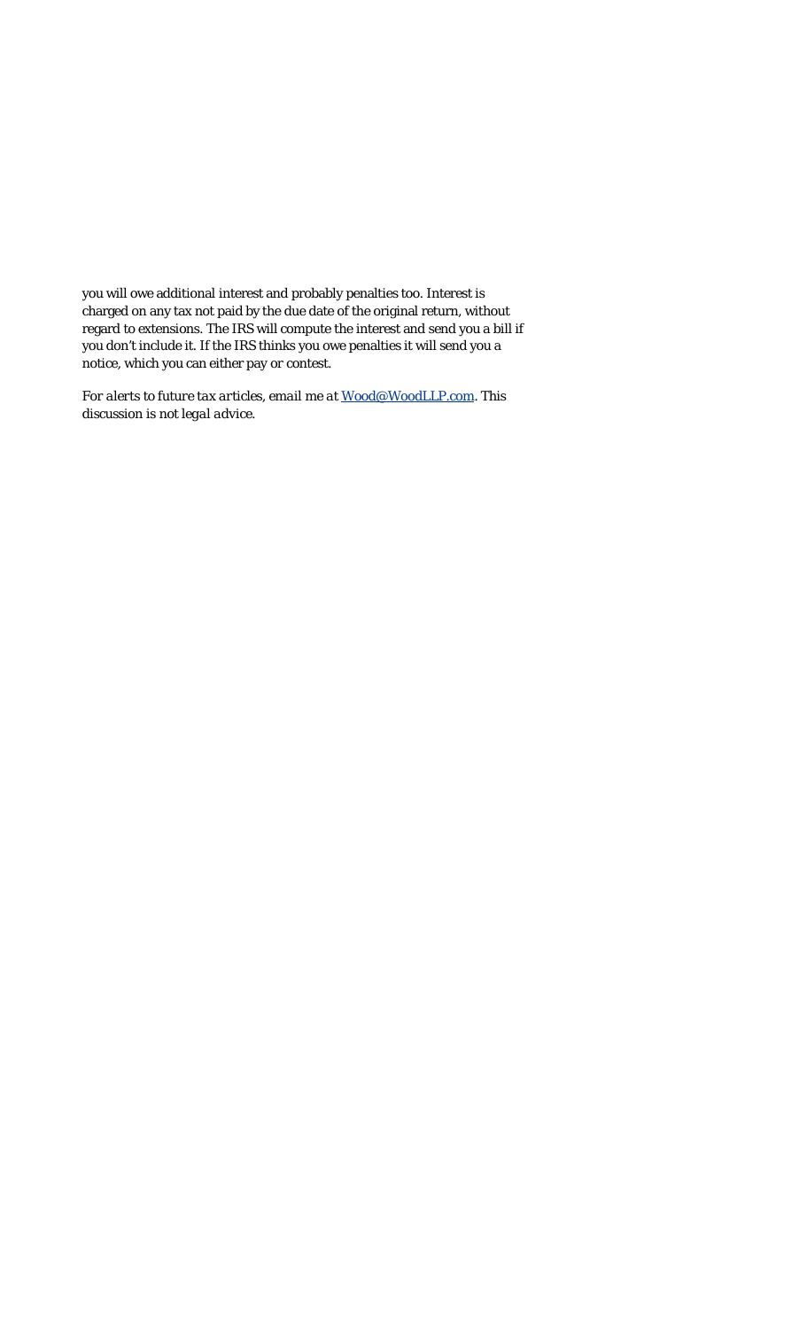you will owe additional interest and probably penalties too. Interest is charged on any tax not paid by the due date of the original return, without regard to extensions. The IRS will compute the interest and send you a bill if you don't include it. If the IRS thinks you owe penalties it will send you a notice, which you can either pay or contest.

*For alerts to future tax articles, email me at* [Wood@WoodLLP.com](mailto:Wood@WoodLLP.com). *This discussion is not legal advice.*